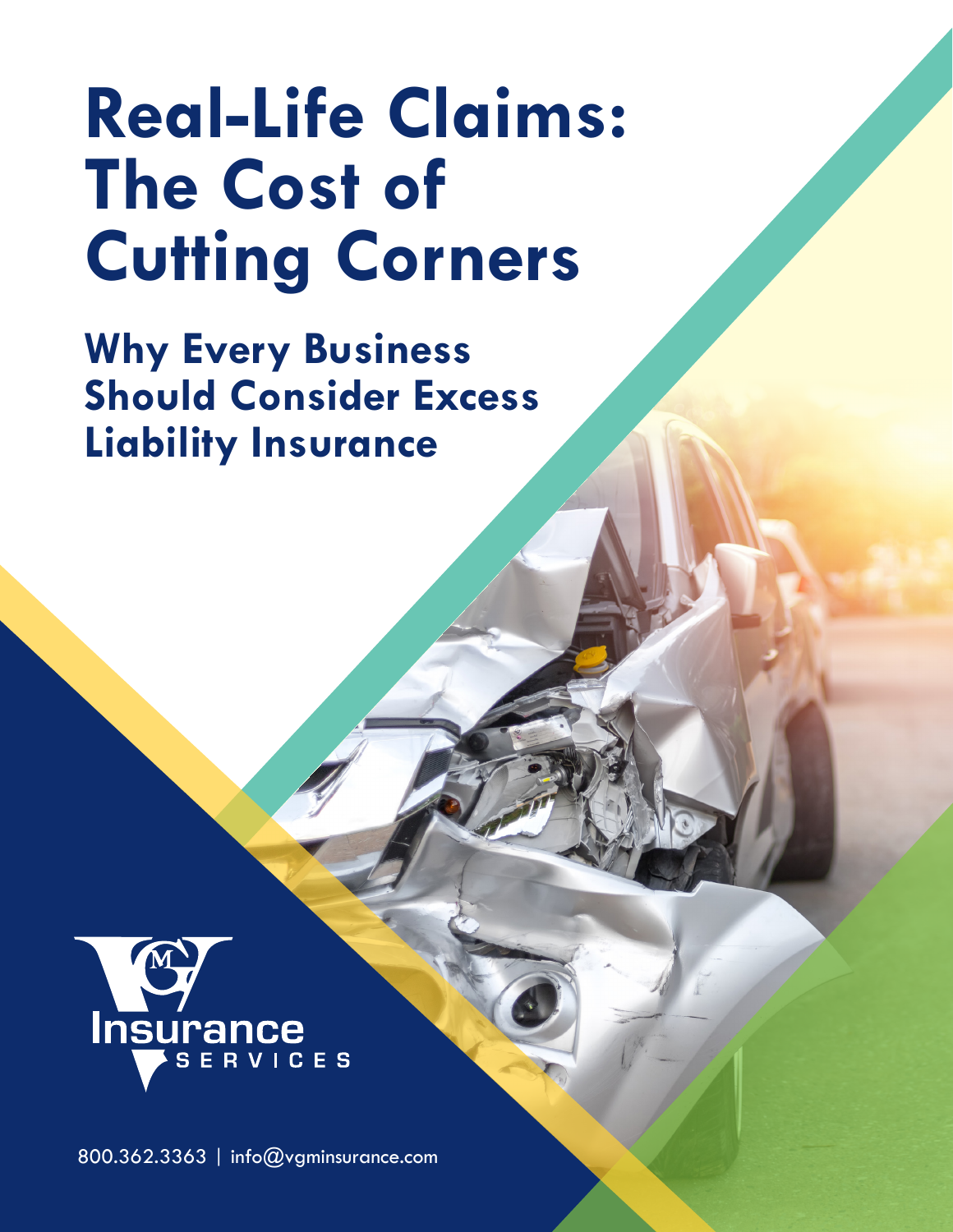# Real-Life Claims: The Cost of Cutting Corners

## Why Every Business Should Consider Excess Liability Insurance

VGM Insurance Services

800.362.3363 | info@vgminsurance.com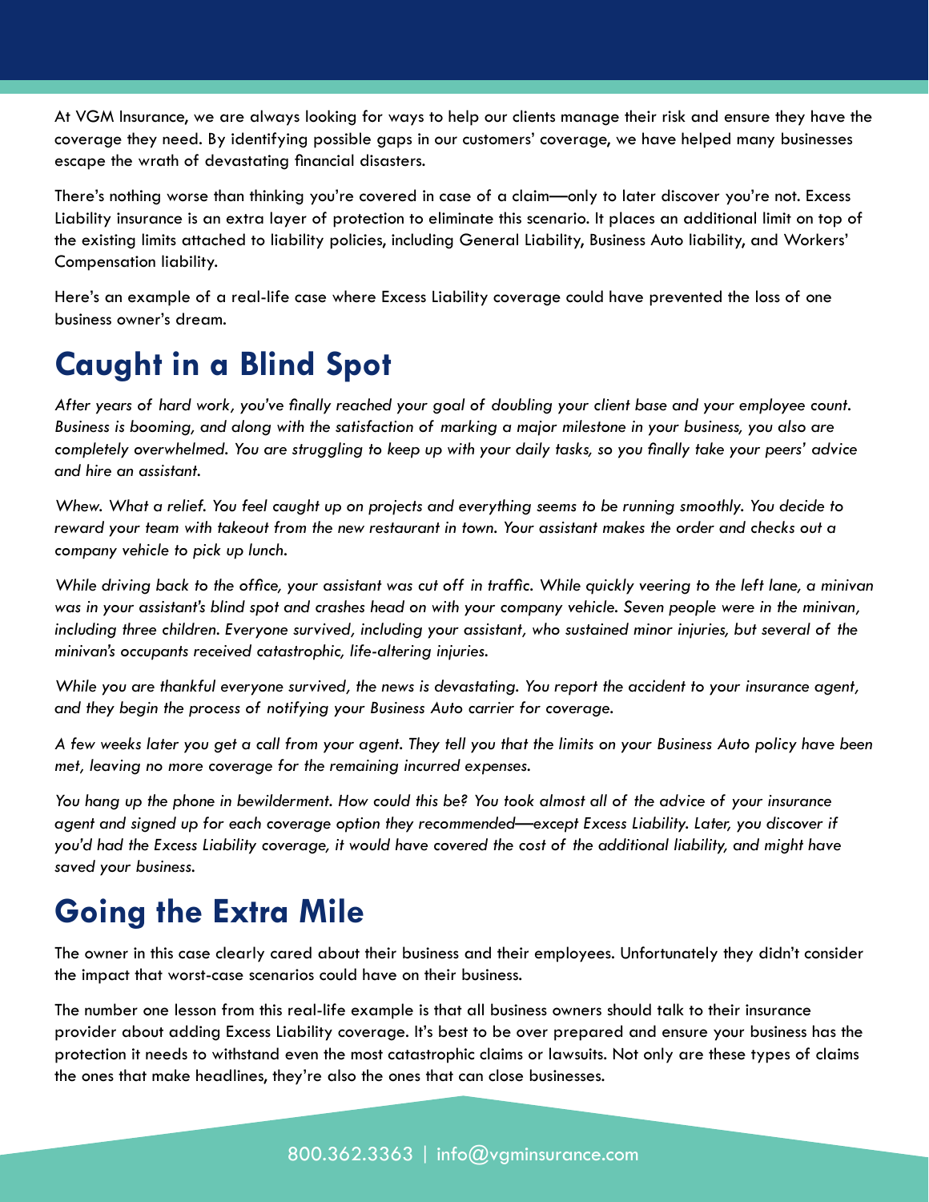At VGM Insurance, we are always looking for ways to help our clients manage their risk and ensure they have the coverage they need. By identifying possible gaps in our customers' coverage, we have helped many businesses escape the wrath of devastating financial disasters.

There's nothing worse than thinking you're covered in case of a claim—only to later discover you're not. Excess Liability insurance is an extra layer of protection to eliminate this scenario. It places an additional limit on top of the existing limits attached to liability policies, including General Liability, Business Auto liability, and Workers' Compensation liability.

Here's an example of a real-life case where Excess Liability coverage could have prevented the loss of one business owner's dream.

## Caught in a Blind Spot

*After years of hard work, you've finally reached your goal of doubling your client base and your employee count. Business is booming, and along with the satisfaction of marking a major milestone in your business, you also are completely overwhelmed. You are struggling to keep up with your daily tasks, so you finally take your peers' advice and hire an assistant.*

*Whew. What a relief. You feel caught up on projects and everything seems to be running smoothly. You decide to reward your team with takeout from the new restaurant in town. Your assistant makes the order and checks out a company vehicle to pick up lunch.*

*While driving back to the office, your assistant was cut off in traffic. While quickly veering to the left lane, a minivan was in your assistant's blind spot and crashes head on with your company vehicle. Seven people were in the minivan, including three children. Everyone survived, including your assistant, who sustained minor injuries, but several of the minivan's occupants received catastrophic, life-altering injuries.*

*While you are thankful everyone survived, the news is devastating. You report the accident to your insurance agent, and they begin the process of notifying your Business Auto carrier for coverage.*

*A few weeks later you get a call from your agent. They tell you that the limits on your Business Auto policy have been met, leaving no more coverage for the remaining incurred expenses.*

*You hang up the phone in bewilderment. How could this be? You took almost all of the advice of your insurance agent and signed up for each coverage option they recommended—except Excess Liability. Later, you discover if you'd had the Excess Liability coverage, it would have covered the cost of the additional liability, and might have saved your business.*

## Going the Extra Mile

The owner in this case clearly cared about their business and their employees. Unfortunately they didn't consider the impact that worst-case scenarios could have on their business.

The number one lesson from this real-life example is that all business owners should talk to their insurance provider about adding Excess Liability coverage. It's best to be over prepared and ensure your business has the protection it needs to withstand even the most catastrophic claims or lawsuits. Not only are these types of claims the ones that make headlines, they're also the ones that can close businesses.

800.362.3363 | info@vgminsurance.com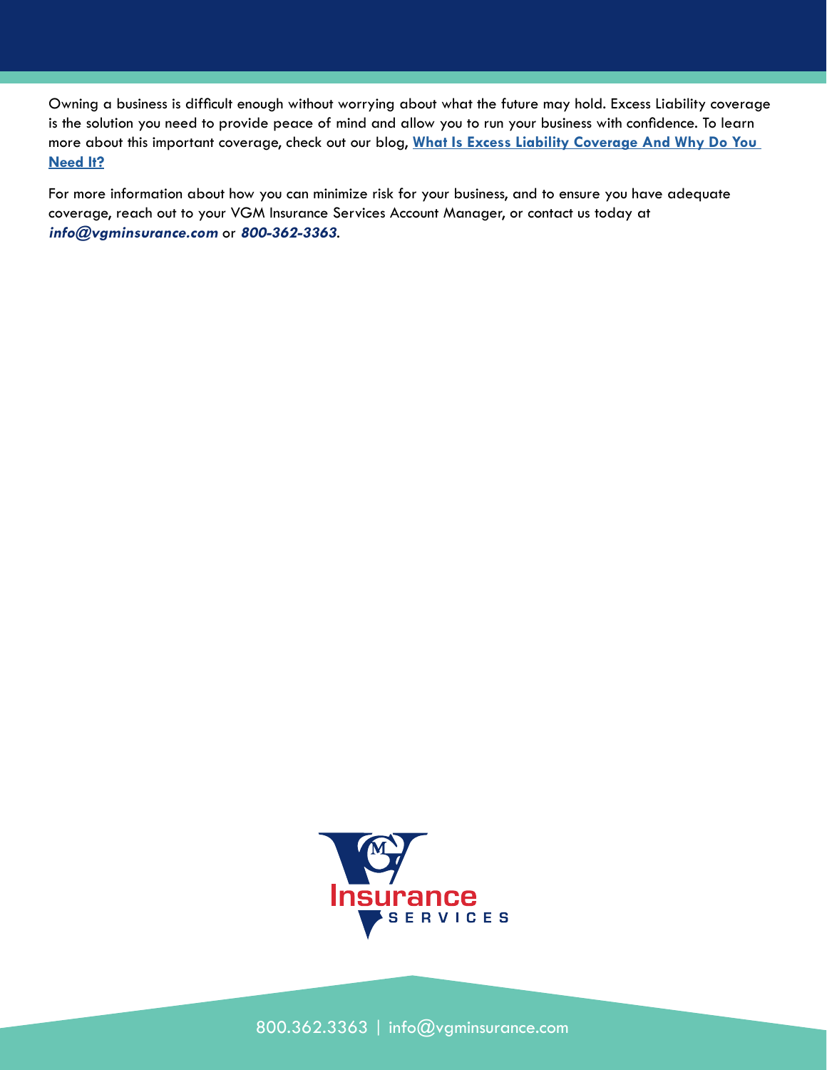Owning a business is difficult enough without worrying about what the future may hold. Excess Liability coverage is the solution you need to provide peace of mind and allow you to run your business with confidence. To learn more about this important coverage, check out our blog, **What Is Excess Liability Coverage And Why Do You Need It?**

For more information about how you can minimize risk for your business, and to ensure you have adequate coverage, reach out to your VGM Insurance Services Account Manager, or contact us today at ***info@vgminsurance.com*** or ***800-362-3363***.

VGM Insurance SERVICES

800.362.3363 | info@vgminsurance.com